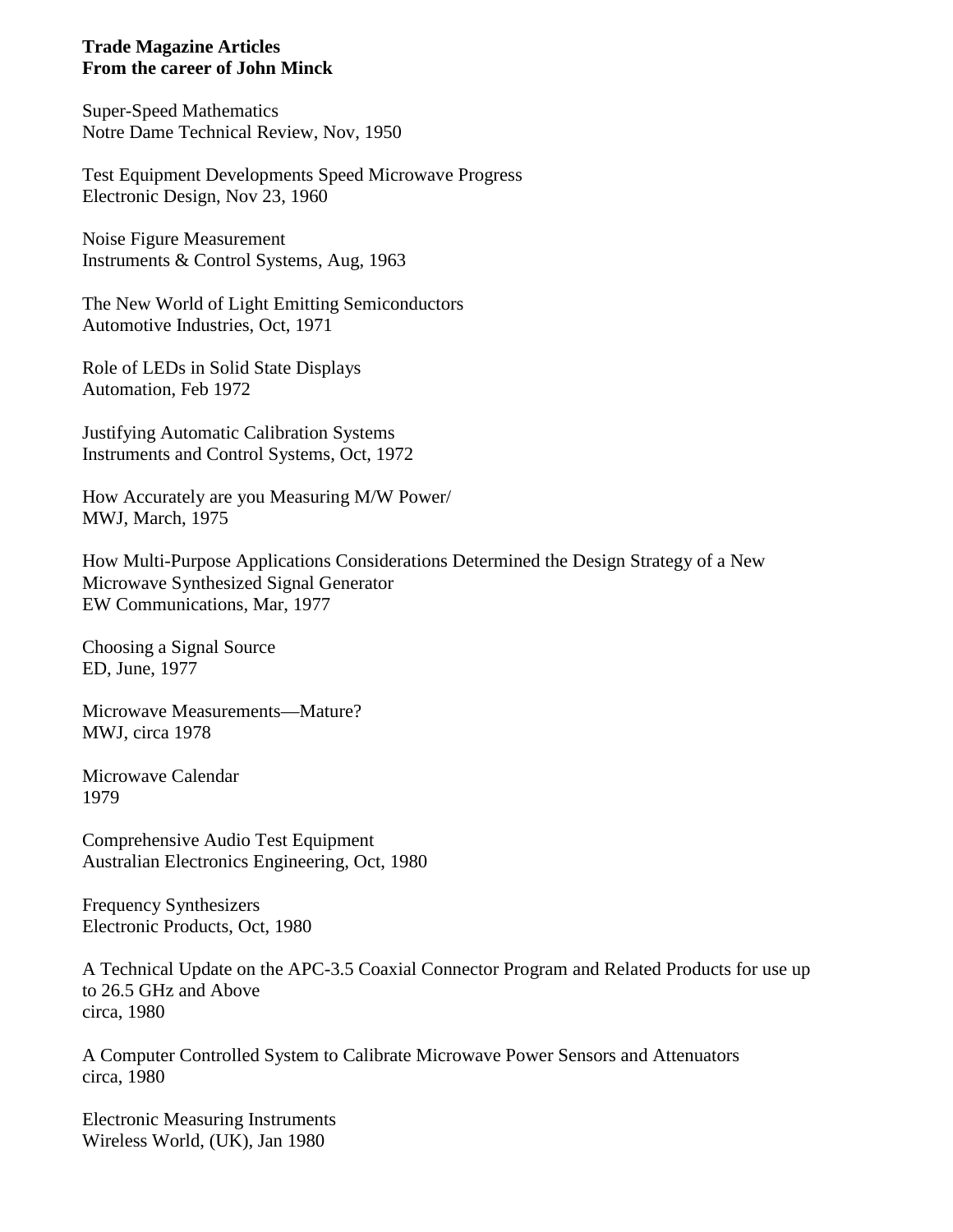**Trade Magazine Articles**
**From the career of John Minck**

Super-Speed Mathematics
Notre Dame Technical Review, Nov, 1950

Test Equipment Developments Speed Microwave Progress
Electronic Design, Nov 23, 1960

Noise Figure Measurement
Instruments & Control Systems, Aug, 1963

The New World of Light Emitting Semiconductors
Automotive Industries, Oct, 1971

Role of LEDs in Solid State Displays
Automation, Feb 1972

Justifying Automatic Calibration Systems
Instruments and Control Systems, Oct, 1972

How Accurately are you Measuring M/W Power/
MWJ, March, 1975

How Multi-Purpose Applications Considerations Determined the Design Strategy of a New Microwave Synthesized Signal Generator
EW Communications, Mar, 1977

Choosing a Signal Source
ED, June, 1977

Microwave Measurements—Mature?
MWJ, circa 1978

Microwave Calendar
1979

Comprehensive Audio Test Equipment
Australian Electronics Engineering, Oct, 1980

Frequency Synthesizers
Electronic Products, Oct, 1980

A Technical Update on the APC-3.5 Coaxial Connector Program and Related Products for use up to 26.5 GHz and Above
circa, 1980

A Computer Controlled System to Calibrate Microwave Power Sensors and Attenuators
circa, 1980

Electronic Measuring Instruments
Wireless World, (UK), Jan 1980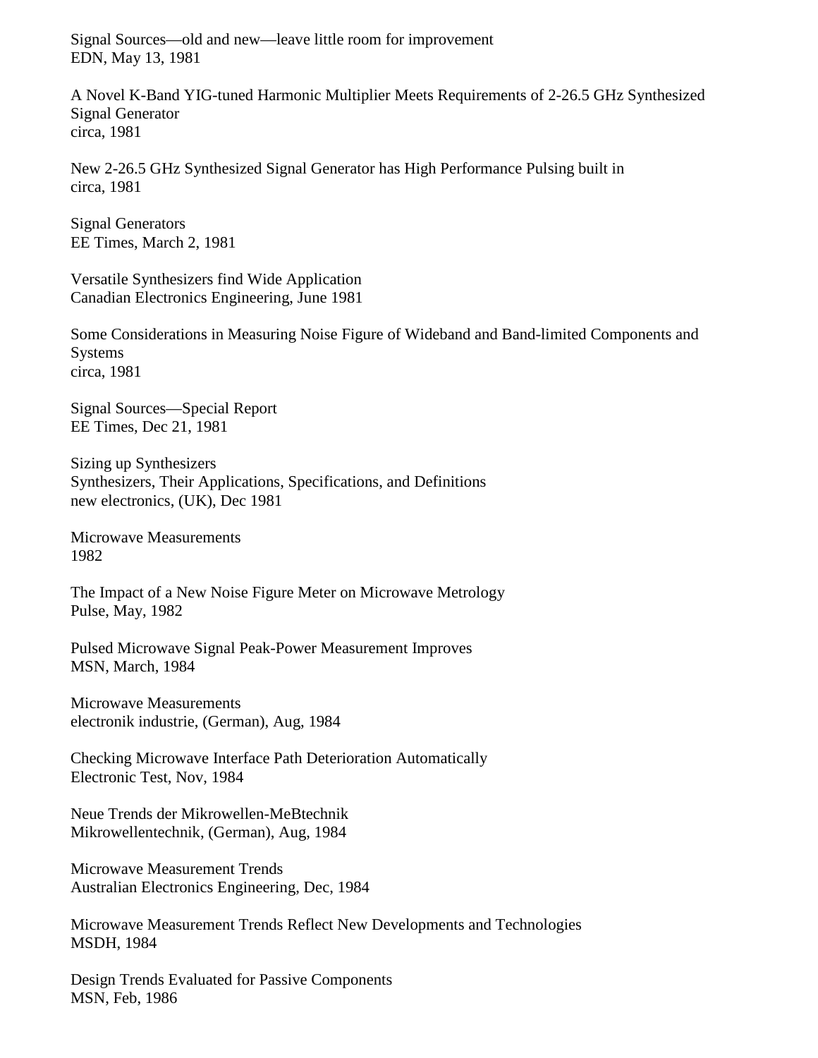Signal Sources—old and new—leave little room for improvement
EDN, May 13, 1981

A Novel K-Band YIG-tuned Harmonic Multiplier Meets Requirements of 2-26.5 GHz Synthesized Signal Generator
circa, 1981

New 2-26.5 GHz Synthesized Signal Generator has High Performance Pulsing built in
circa, 1981

Signal Generators
EE Times, March 2, 1981

Versatile Synthesizers find Wide Application
Canadian Electronics Engineering, June 1981

Some Considerations in Measuring Noise Figure of Wideband and Band-limited Components and Systems
circa, 1981

Signal Sources—Special Report
EE Times, Dec 21, 1981

Sizing up Synthesizers
Synthesizers, Their Applications, Specifications, and Definitions
new electronics, (UK), Dec 1981

Microwave Measurements
1982

The Impact of a New Noise Figure Meter on Microwave Metrology
Pulse, May, 1982

Pulsed Microwave Signal Peak-Power Measurement Improves
MSN, March, 1984

Microwave Measurements
electronik industrie, (German), Aug, 1984

Checking Microwave Interface Path Deterioration Automatically
Electronic Test, Nov, 1984

Neue Trends der Mikrowellen-MeBtechnik
Mikrowellentechnik, (German), Aug, 1984

Microwave Measurement Trends
Australian Electronics Engineering, Dec, 1984

Microwave Measurement Trends Reflect New Developments and Technologies
MSDH, 1984

Design Trends Evaluated for Passive Components
MSN, Feb, 1986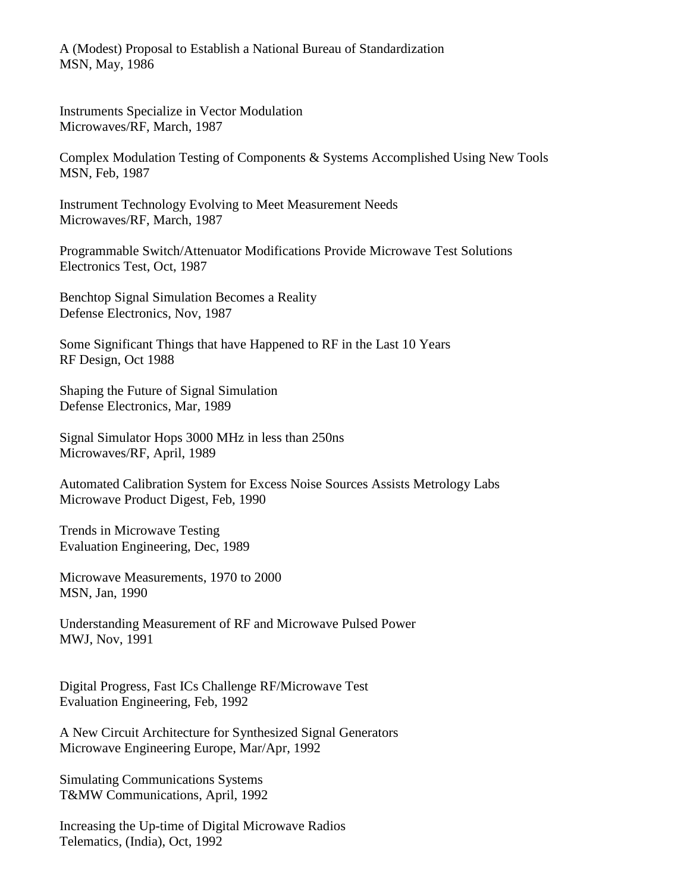A (Modest) Proposal to Establish a National Bureau of Standardization
MSN, May, 1986

Instruments Specialize in Vector Modulation
Microwaves/RF, March, 1987

Complex Modulation Testing of Components & Systems Accomplished Using New Tools
MSN, Feb, 1987

Instrument Technology Evolving to Meet Measurement Needs
Microwaves/RF, March, 1987

Programmable Switch/Attenuator Modifications Provide Microwave Test Solutions
Electronics Test, Oct, 1987

Benchtop Signal Simulation Becomes a Reality
Defense Electronics, Nov, 1987

Some Significant Things that have Happened to RF in the Last 10 Years
RF Design, Oct 1988

Shaping the Future of Signal Simulation
Defense Electronics, Mar, 1989

Signal Simulator Hops 3000 MHz in less than 250ns
Microwaves/RF, April, 1989

Automated Calibration System for Excess Noise Sources Assists Metrology Labs
Microwave Product Digest, Feb, 1990

Trends in Microwave Testing
Evaluation Engineering, Dec, 1989

Microwave Measurements, 1970 to 2000
MSN, Jan, 1990

Understanding Measurement of RF and Microwave Pulsed Power
MWJ, Nov, 1991

Digital Progress, Fast ICs Challenge RF/Microwave Test
Evaluation Engineering, Feb, 1992

A New Circuit Architecture for Synthesized Signal Generators
Microwave Engineering Europe, Mar/Apr, 1992

Simulating Communications Systems
T&MW Communications, April, 1992

Increasing the Up-time of Digital Microwave Radios
Telematics, (India), Oct, 1992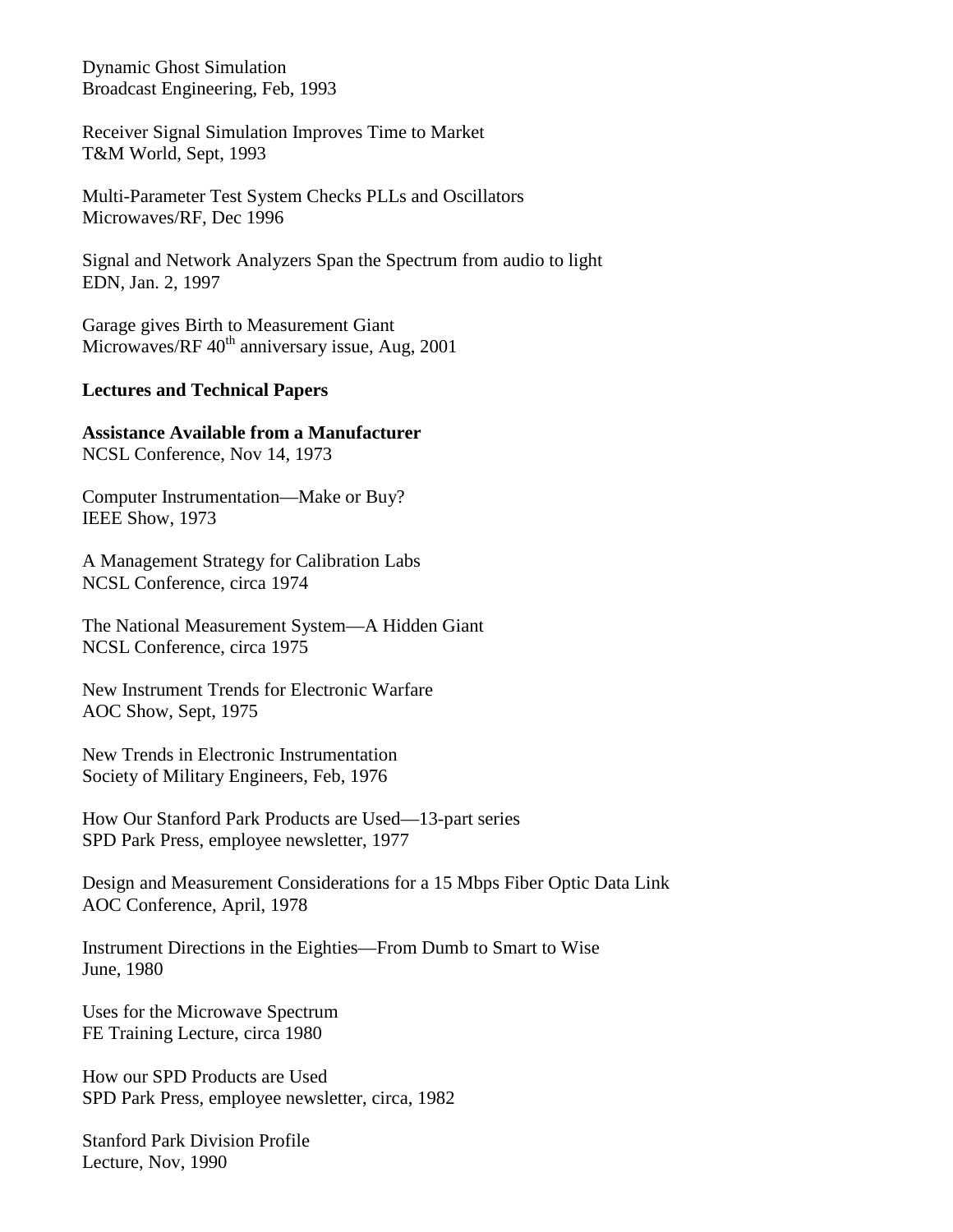Dynamic Ghost Simulation
Broadcast Engineering, Feb, 1993

Receiver Signal Simulation Improves Time to Market
T&M World, Sept, 1993

Multi-Parameter Test System Checks PLLs and Oscillators
Microwaves/RF, Dec 1996

Signal and Network Analyzers Span the Spectrum from audio to light
EDN, Jan. 2, 1997

Garage gives Birth to Measurement Giant
Microwaves/RF 40th anniversary issue, Aug, 2001

**Lectures and Technical Papers**

**Assistance Available from a Manufacturer**
NCSL Conference, Nov 14, 1973

Computer Instrumentation—Make or Buy?
IEEE Show, 1973

A Management Strategy for Calibration Labs
NCSL Conference, circa 1974

The National Measurement System—A Hidden Giant
NCSL Conference, circa 1975

New Instrument Trends for Electronic Warfare
AOC Show, Sept, 1975

New Trends in Electronic Instrumentation
Society of Military Engineers, Feb, 1976

How Our Stanford Park Products are Used—13-part series
SPD Park Press, employee newsletter, 1977

Design and Measurement Considerations for a 15 Mbps Fiber Optic Data Link
AOC Conference, April, 1978

Instrument Directions in the Eighties—From Dumb to Smart to Wise
June, 1980

Uses for the Microwave Spectrum
FE Training Lecture, circa 1980

How our SPD Products are Used
SPD Park Press, employee newsletter, circa, 1982

Stanford Park Division Profile
Lecture, Nov, 1990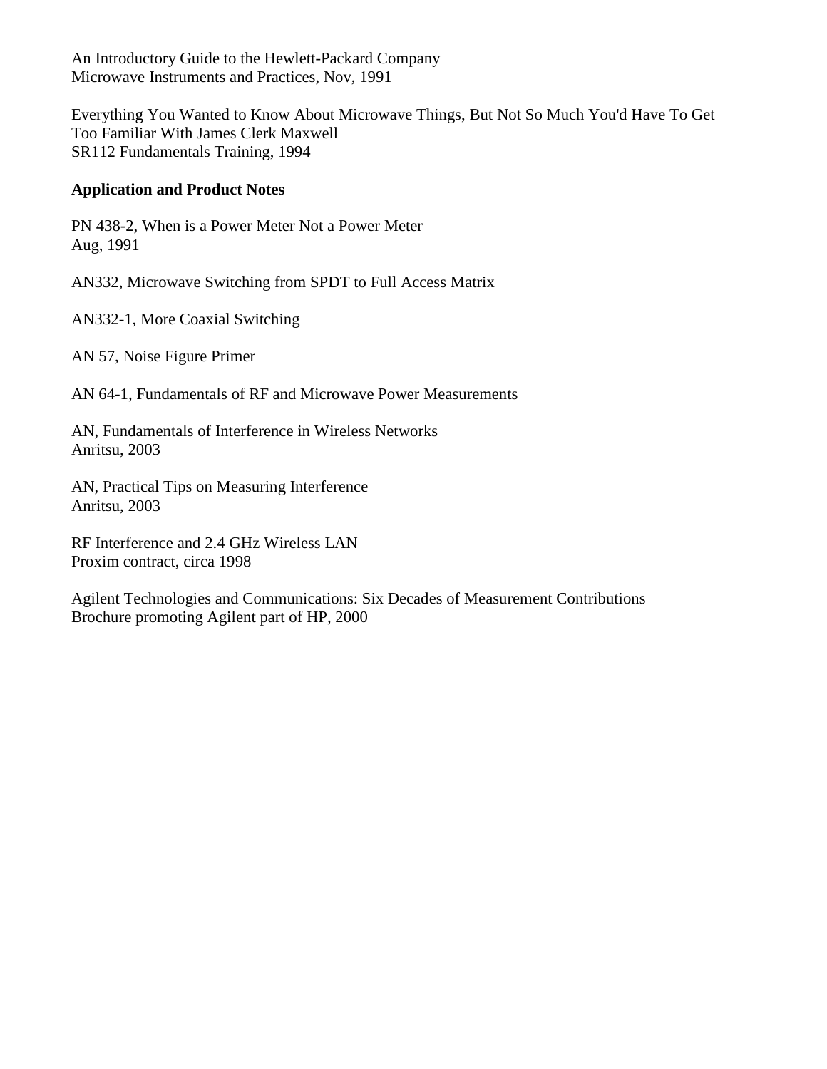An Introductory Guide to the Hewlett-Packard Company
Microwave Instruments and Practices, Nov, 1991

Everything You Wanted to Know About Microwave Things, But Not So Much You'd Have To Get Too Familiar With James Clerk Maxwell
SR112 Fundamentals Training, 1994

**Application and Product Notes**

PN 438-2, When is a Power Meter Not a Power Meter
Aug, 1991

AN332, Microwave Switching from SPDT to Full Access Matrix

AN332-1, More Coaxial Switching

AN 57, Noise Figure Primer

AN 64-1, Fundamentals of RF and Microwave Power Measurements

AN, Fundamentals of Interference in Wireless Networks
Anritsu, 2003

AN, Practical Tips on Measuring Interference
Anritsu, 2003

RF Interference and 2.4 GHz Wireless LAN
Proxim contract, circa 1998

Agilent Technologies and Communications: Six Decades of Measurement Contributions
Brochure promoting Agilent part of HP, 2000